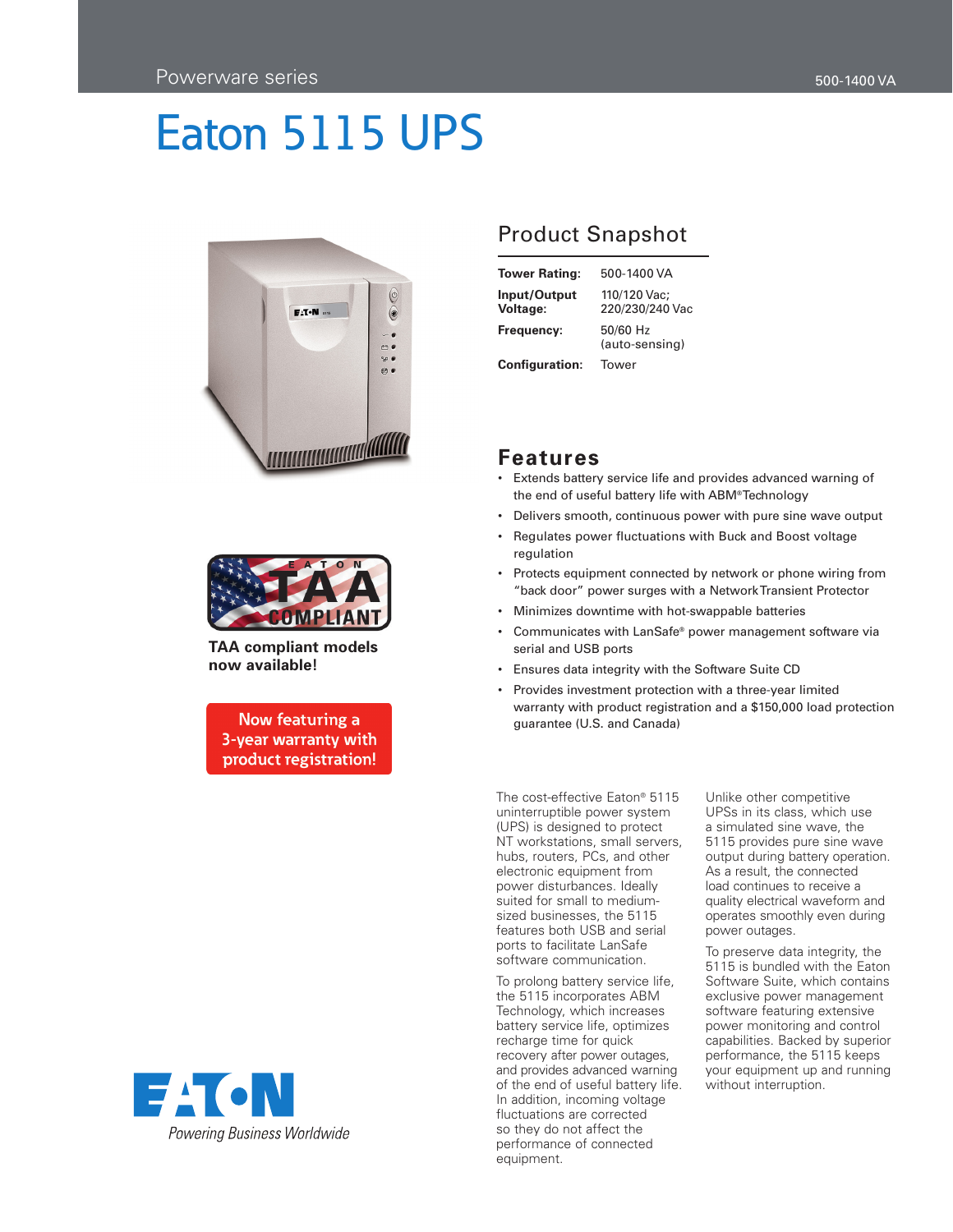Powerware series

500-1400 VA

# Eaton 5115 UPS

TAA compliant models now available!

Now featuring a 3-year warranty with product registration!

## Product Snapshot

| | |
|---|---|
| **Tower Rating:** | 500-1400 VA |
| **Input/Output Voltage:** | 110/120 Vac; 220/230/240 Vac |
| **Frequency:** | 50/60 Hz (auto-sensing) |
| **Configuration:** | Tower |

## Features

- Extends battery service life and provides advanced warning of the end of useful battery life with ABM® Technology
- Delivers smooth, continuous power with pure sine wave output
- Regulates power fluctuations with Buck and Boost voltage regulation
- Protects equipment connected by network or phone wiring from "back door" power surges with a Network Transient Protector
- Minimizes downtime with hot-swappable batteries
- Communicates with LanSafe® power management software via serial and USB ports
- Ensures data integrity with the Software Suite CD
- Provides investment protection with a three-year limited warranty with product registration and a $150,000 load protection guarantee (U.S. and Canada)

The cost-effective Eaton® 5115 uninterruptible power system (UPS) is designed to protect NT workstations, small servers, hubs, routers, PCs, and other electronic equipment from power disturbances. Ideally suited for small to medium-sized businesses, the 5115 features both USB and serial ports to facilitate LanSafe software communication.

To prolong battery service life, the 5115 incorporates ABM Technology, which increases battery service life, optimizes recharge time for quick recovery after power outages, and provides advanced warning of the end of useful battery life. In addition, incoming voltage fluctuations are corrected so they do not affect the performance of connected equipment.

Unlike other competitive UPSs in its class, which use a simulated sine wave, the 5115 provides pure sine wave output during battery operation. As a result, the connected load continues to receive a quality electrical waveform and operates smoothly even during power outages.

To preserve data integrity, the 5115 is bundled with the Eaton Software Suite, which contains exclusive power management software featuring extensive power monitoring and control capabilities. Backed by superior performance, the 5115 keeps your equipment up and running without interruption.

EATON

*Powering Business Worldwide*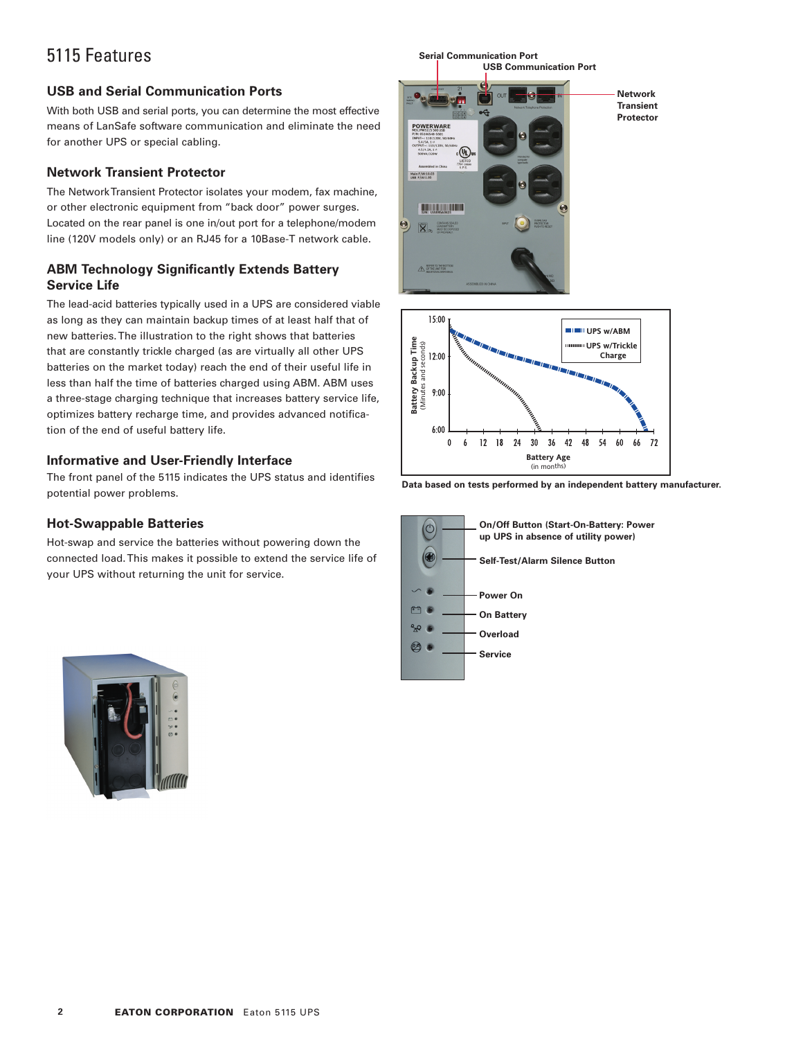# 5115 Features

## USB and Serial Communication Ports

With both USB and serial ports, you can determine the most effective means of LanSafe software communication and eliminate the need for another UPS or special cabling.

## Network Transient Protector

The Network Transient Protector isolates your modem, fax machine, or other electronic equipment from "back door" power surges. Located on the rear panel is one in/out port for a telephone/modem line (120V models only) or an RJ45 for a 10Base-T network cable.

## ABM Technology Significantly Extends Battery Service Life

The lead-acid batteries typically used in a UPS are considered viable as long as they can maintain backup times of at least half that of new batteries. The illustration to the right shows that batteries that are constantly trickle charged (as are virtually all other UPS batteries on the market today) reach the end of their useful life in less than half the time of batteries charged using ABM. ABM uses a three-stage charging technique that increases battery service life, optimizes battery recharge time, and provides advanced notification of the end of useful battery life.

## Informative and User-Friendly Interface

The front panel of the 5115 indicates the UPS status and identifies potential power problems.

## Hot-Swappable Batteries

Hot-swap and service the batteries without powering down the connected load. This makes it possible to extend the service life of your UPS without returning the unit for service.

Serial Communication Port
USB Communication Port
Network Transient Protector

Battery Backup Time (Minutes and seconds) — Battery Age (in months)
UPS w/ABM
UPS w/Trickle Charge

Data based on tests performed by an independent battery manufacturer.

- On/Off Button (Start-On-Battery: Power up UPS in absence of utility power)
- Self-Test/Alarm Silence Button
- Power On
- On Battery
- Overload
- Service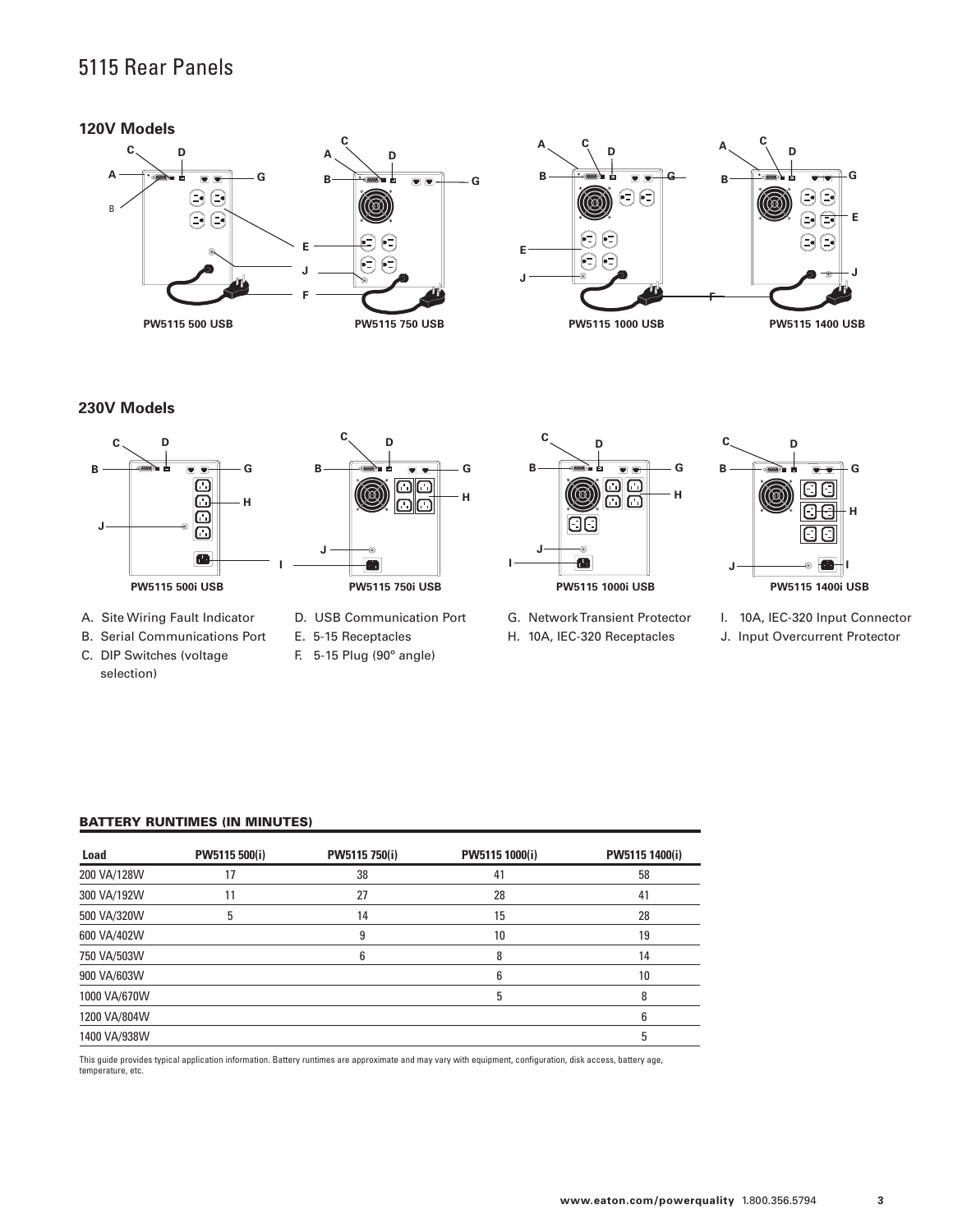# 5115 Rear Panels

### 120V Models

PW5115 500 USB

PW5115 750 USB

PW5115 1000 USB

PW5115 1400 USB

### 230V Models

PW5115 500i USB

PW5115 750i USB

PW5115 1000i USB

PW5115 1400i USB

A. Site Wiring Fault Indicator
B. Serial Communications Port
C. DIP Switches (voltage selection)
D. USB Communication Port
E. 5-15 Receptacles
F. 5-15 Plug (90° angle)
G. Network Transient Protector
H. 10A, IEC-320 Receptacles
I. 10A, IEC-320 Input Connector
J. Input Overcurrent Protector

**BATTERY RUNTIMES (IN MINUTES)**

| Load | PW5115 500(i) | PW5115 750(i) | PW5115 1000(i) | PW5115 1400(i) |
|---|---|---|---|---|
| 200 VA/128W | 17 | 38 | 41 | 58 |
| 300 VA/192W | 11 | 27 | 28 | 41 |
| 500 VA/320W | 5 | 14 | 15 | 28 |
| 600 VA/402W | | 9 | 10 | 19 |
| 750 VA/503W | | 6 | 8 | 14 |
| 900 VA/603W | | | 6 | 10 |
| 1000 VA/670W | | | 5 | 8 |
| 1200 VA/804W | | | | 6 |
| 1400 VA/938W | | | | 5 |

This guide provides typical application information. Battery runtimes are approximate and may vary with equipment, configuration, disk access, battery age, temperature, etc.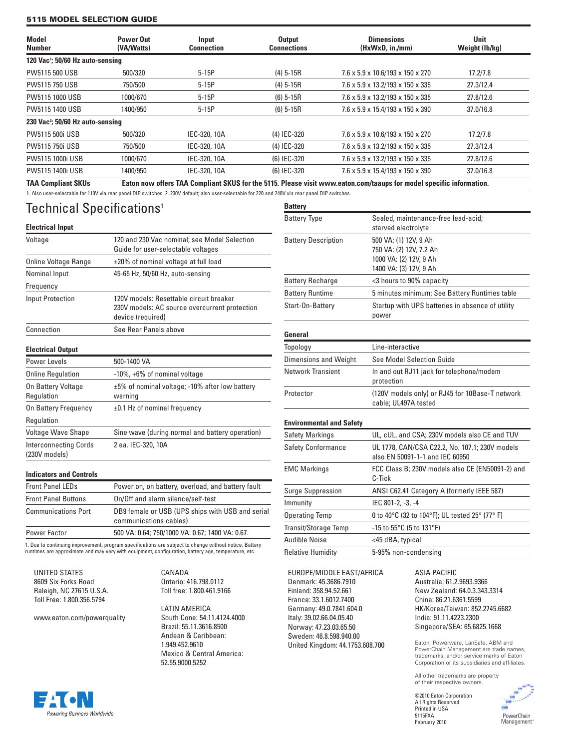## 5115 MODEL SELECTION GUIDE

| Model Number | Power Out (VA/Watts) | Input Connection | Output Connections | Dimensions (HxWxD, in./mm) | Unit Weight (lb/kg) |
|---|---|---|---|---|---|
| **120 Vac[1]; 50/60 Hz auto-sensing** | | | | | |
| PW5115 500 USB | 500/320 | 5-15P | (4) 5-15R | 7.6 x 5.9 x 10.6/193 x 150 x 270 | 17.2/7.8 |
| PW5115 750 USB | 750/500 | 5-15P | (4) 5-15R | 7.6 x 5.9 x 13.2/193 x 150 x 335 | 27.3/12.4 |
| PW5115 1000 USB | 1000/670 | 5-15P | (6) 5-15R | 7.6 x 5.9 x 13.2/193 x 150 x 335 | 27.8/12.6 |
| PW5115 1400 USB | 1400/950 | 5-15P | (6) 5-15R | 7.6 x 5.9 x 15.4/193 x 150 x 390 | 37.0/16.8 |
| **230 Vac[2]; 50/60 Hz auto-sensing** | | | | | |
| PW5115 500i USB | 500/320 | IEC-320, 10A | (4) IEC-320 | 7.6 x 5.9 x 10.6/193 x 150 x 270 | 17.2/7.8 |
| PW5115 750i USB | 750/500 | IEC-320, 10A | (4) IEC-320 | 7.6 x 5.9 x 13.2/193 x 150 x 335 | 27.3/12.4 |
| PW5115 1000i USB | 1000/670 | IEC-320, 10A | (6) IEC-320 | 7.6 x 5.9 x 13.2/193 x 150 x 335 | 27.8/12.6 |
| PW5115 1400i USB | 1400/950 | IEC-320, 10A | (6) IEC-320 | 7.6 x 5.9 x 15.4/193 x 150 x 390 | 37.0/16.8 |
| **TAA Compliant SKUs** | **Eaton now offers TAA Compliant SKUS for the 5115. Please visit www.eaton.com/taaups for model specific information.** | | | | |

1. Also user-selectable for 110V via rear panel DIP switches. 2. 230V default; also user-selectable for 220 and 240V via rear panel DIP switches.

# Technical Specifications[1]

### Electrical Input

| | |
|---|---|
| Voltage | 120 and 230 Vac nominal; see Model Selection Guide for user-selectable voltages |
| Online Voltage Range | ±20% of nominal voltage at full load |
| Nominal Input Frequency | 45-65 Hz, 50/60 Hz, auto-sensing |
| Input Protection | 120V models: Resettable circuit breaker<br>230V models: AC source overcurrent protection device (required) |
| Connection | See Rear Panels above |

### Electrical Output

| | |
|---|---|
| Power Levels | 500-1400 VA |
| Online Regulation | -10%, +6% of nominal voltage |
| On Battery Voltage Regulation | ±5% of nominal voltage; -10% after low battery warning |
| On Battery Frequency Regulation | ±0.1 Hz of nominal frequency |
| Voltage Wave Shape | Sine wave (during normal and battery operation) |
| Interconnecting Cords (230V models) | 2 ea. IEC-320, 10A |

### Indicators and Controls

| | |
|---|---|
| Front Panel LEDs | Power on, on battery, overload, and battery fault |
| Front Panel Buttons | On/Off and alarm silence/self-test |
| Communications Port | DB9 female or USB (UPS ships with USB and serial communications cables) |
| Power Factor | 500 VA: 0.64; 750/1000 VA: 0.67; 1400 VA: 0.67. |

1. Due to continuing improvement, program specifications are subject to change without notice. Battery runtimes are approximate and may vary with equipment, configuration, battery age, temperature, etc.

### Battery

| | |
|---|---|
| Battery Type | Sealed, maintenance-free lead-acid; starved electrolyte |
| Battery Description | 500 VA: (1) 12V, 9 Ah<br>750 VA: (2) 12V, 7.2 Ah<br>1000 VA: (2) 12V, 9 Ah<br>1400 VA: (3) 12V, 9 Ah |
| Battery Recharge | <3 hours to 90% capacity |
| Battery Runtime | 5 minutes minimum; See Battery Runtimes table |
| Start-On-Battery | Startup with UPS batteries in absence of utility power |

### General

| | |
|---|---|
| Topology | Line-interactive |
| Dimensions and Weight | See Model Selection Guide |
| Network Transient | In and out RJ11 jack for telephone/modem protection |
| Protector | (120V models only) or RJ45 for 10Base-T network cable; UL497A tested |

### Environmental and Safety

| | |
|---|---|
| Safety Markings | UL, cUL, and CSA; 230V models also CE and TUV |
| Safety Conformance | UL 1778, CAN/CSA C22.2, No. 107.1; 230V models also EN 50091-1-1 and IEC 60950 |
| EMC Markings | FCC Class B; 230V models also CE (EN50091-2) and C-Tick |
| Surge Suppression | ANSI C62.41 Category A (formerly IEEE 587) |
| Immunity | IEC 801-2, -3, -4 |
| Operating Temp | 0 to 40°C (32 to 104°F); UL tested 25° (77° F) |
| Transit/Storage Temp | -15 to 55°C (5 to 131°F) |
| Audible Noise | <45 dBA, typical |
| Relative Humidity | 5-95% non-condensing |

UNITED STATES
8609 Six Forks Road
Raleigh, NC 27615 U.S.A.
Toll Free: 1.800.356.5794

www.eaton.com/powerquality

CANADA
Ontario: 416.798.0112
Toll free: 1.800.461.9166

LATIN AMERICA
South Cone: 54.11.4124.4000
Brazil: 55.11.3616.8500
Andean & Caribbean: 1.949.452.9610
Mexico & Central America: 52.55.9000.5252

EUROPE/MIDDLE EAST/AFRICA
Denmark: 45.3686.7910
Finland: 358.94.52.661
France: 33.1.6012.7400
Germany: 49.0.7841.604.0
Italy: 39.02.66.04.05.40
Norway: 47.23.03.65.50
Sweden: 46.8.598.940.00
United Kingdom: 44.1753.608.700

ASIA PACIFIC
Australia: 61.2.9693.9366
New Zealand: 64.0.3.343.3314
China: 86.21.6361.5599
HK/Korea/Taiwan: 852.2745.6682
India: 91.11.4223.2300
Singapore/SEA: 65.6825.1668

Eaton, Powerware, LanSafe, ABM and PowerChain Management are trade names, trademarks, and/or service marks of Eaton Corporation or its subsidiaries and affiliates.

All other trademarks are property of their respective owners.

©2010 Eaton Corporation
All Rights Reserved
Printed in USA
5115FXA
February 2010

EATON
Powering Business Worldwide

PowerChain Management®